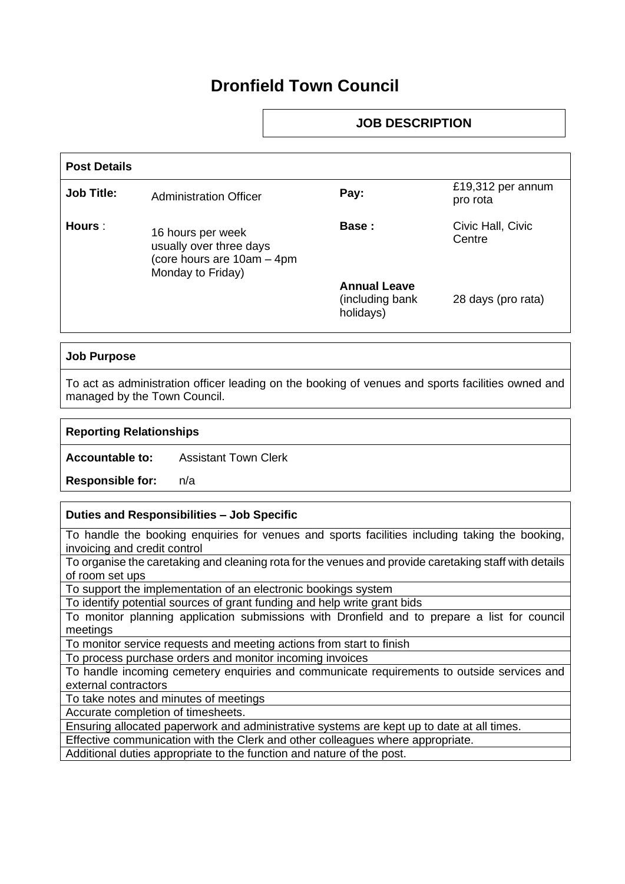# Dronfield Town Council

## JOB DESCRIPTION

| Post Details | | | |
|---|---|---|---|
| **Job Title:** | Administration Officer | **Pay:** | £19,312 per annum pro rota |
| **Hours** : | 16 hours per week usually over three days (core hours are 10am – 4pm Monday to Friday) | **Base :** | Civic Hall, Civic Centre |
| | | **Annual Leave** (including bank holidays) | 28 days (pro rata) |

| **Job Purpose** |
|---|
| To act as administration officer leading on the booking of venues and sports facilities owned and managed by the Town Council. |

| **Reporting Relationships** | |
|---|---|
| **Accountable to:** | Assistant Town Clerk |
| **Responsible for:** | n/a |

| **Duties and Responsibilities – Job Specific** |
|---|
| To handle the booking enquiries for venues and sports facilities including taking the booking, invoicing and credit control |
| To organise the caretaking and cleaning rota for the venues and provide caretaking staff with details of room set ups |
| To support the implementation of an electronic bookings system |
| To identify potential sources of grant funding and help write grant bids |
| To monitor planning application submissions with Dronfield and to prepare a list for council meetings |
| To monitor service requests and meeting actions from start to finish |
| To process purchase orders and monitor incoming invoices |
| To handle incoming cemetery enquiries and communicate requirements to outside services and external contractors |
| To take notes and minutes of meetings |
| Accurate completion of timesheets. |
| Ensuring allocated paperwork and administrative systems are kept up to date at all times. |
| Effective communication with the Clerk and other colleagues where appropriate. |
| Additional duties appropriate to the function and nature of the post. |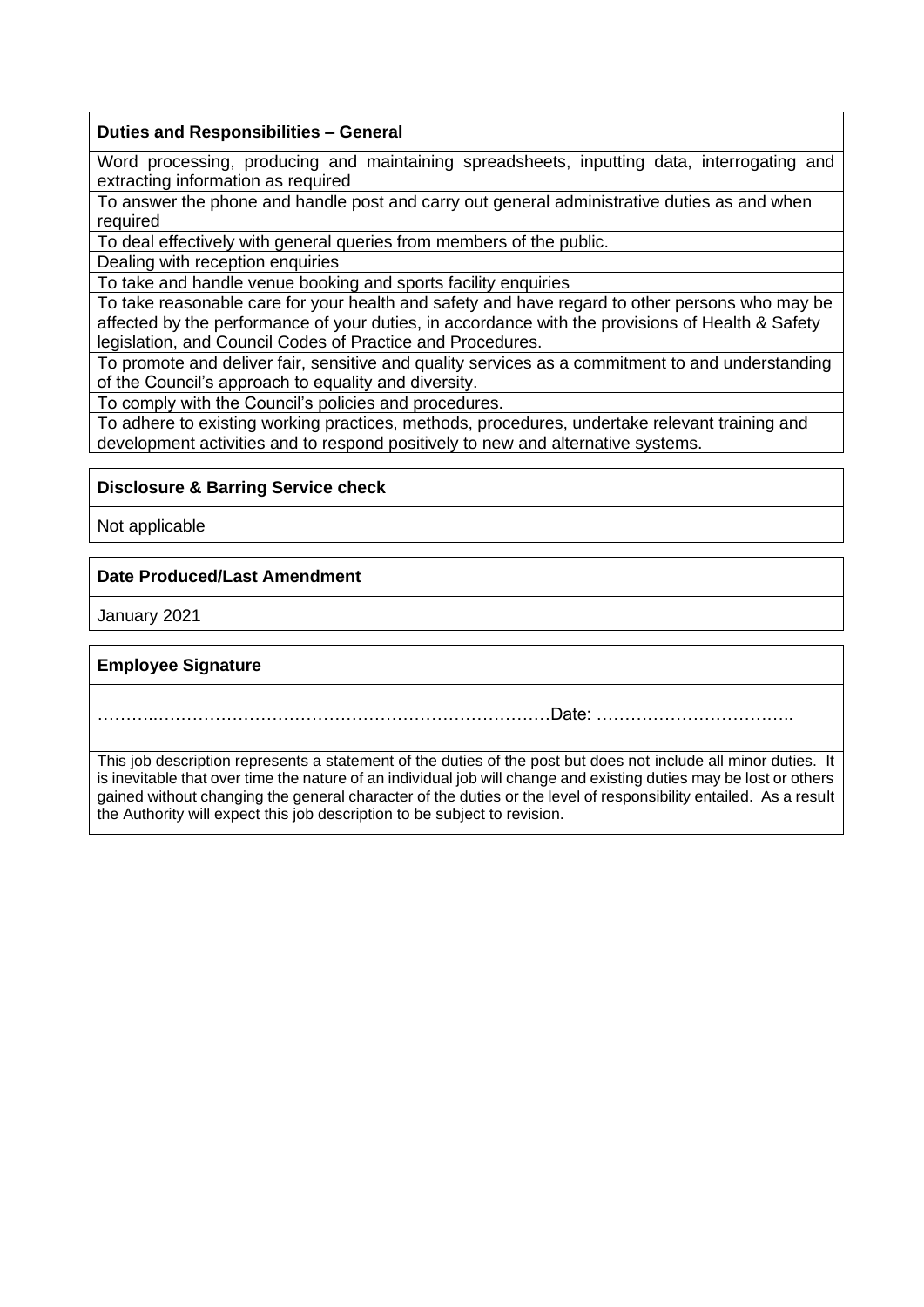**Duties and Responsibilities – General**

Word processing, producing and maintaining spreadsheets, inputting data, interrogating and extracting information as required

To answer the phone and handle post and carry out general administrative duties as and when required

To deal effectively with general queries from members of the public.

Dealing with reception enquiries

To take and handle venue booking and sports facility enquiries

To take reasonable care for your health and safety and have regard to other persons who may be affected by the performance of your duties, in accordance with the provisions of Health & Safety legislation, and Council Codes of Practice and Procedures.

To promote and deliver fair, sensitive and quality services as a commitment to and understanding of the Council's approach to equality and diversity.

To comply with the Council's policies and procedures.

To adhere to existing working practices, methods, procedures, undertake relevant training and development activities and to respond positively to new and alternative systems.

**Disclosure & Barring Service check**

Not applicable

**Date Produced/Last Amendment**

January 2021

**Employee Signature**

………..……………………………………………………………Date: ……………………………..

This job description represents a statement of the duties of the post but does not include all minor duties. It is inevitable that over time the nature of an individual job will change and existing duties may be lost or others gained without changing the general character of the duties or the level of responsibility entailed. As a result the Authority will expect this job description to be subject to revision.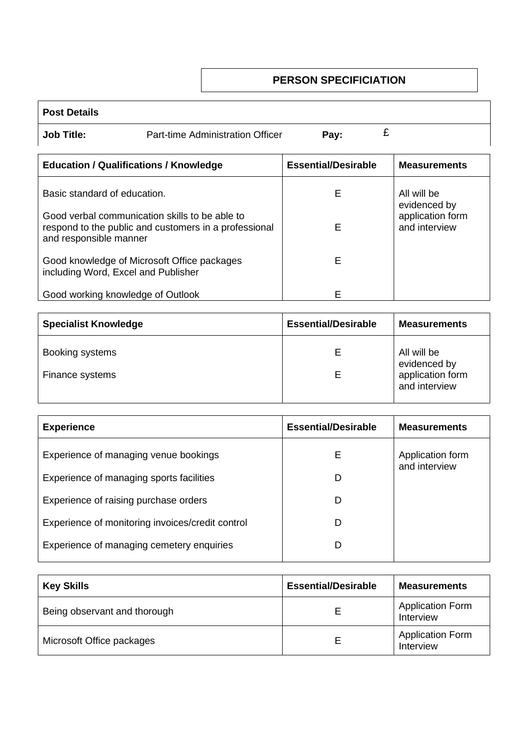# PERSON SPECIFICIATION

| Post Details | | | |
|---|---|---|---|
| **Job Title:** | Part-time Administration Officer | **Pay:** | £ |

| Education / Qualifications / Knowledge | Essential/Desirable | Measurements |
|---|---|---|
| Basic standard of education. | E | All will be evidenced by application form and interview |
| Good verbal communication skills to be able to respond to the public and customers in a professional and responsible manner | E | |
| Good knowledge of Microsoft Office packages including Word, Excel and Publisher | E | |
| Good working knowledge of Outlook | E | |

| Specialist Knowledge | Essential/Desirable | Measurements |
|---|---|---|
| Booking systems | E | All will be evidenced by application form and interview |
| Finance systems | E | |

| Experience | Essential/Desirable | Measurements |
|---|---|---|
| Experience of managing venue bookings | E | Application form and interview |
| Experience of managing sports facilities | D | |
| Experience of raising purchase orders | D | |
| Experience of monitoring invoices/credit control | D | |
| Experience of managing cemetery enquiries | D | |

| Key Skills | Essential/Desirable | Measurements |
|---|---|---|
| Being observant and thorough | E | Application Form Interview |
| Microsoft Office packages | E | Application Form Interview |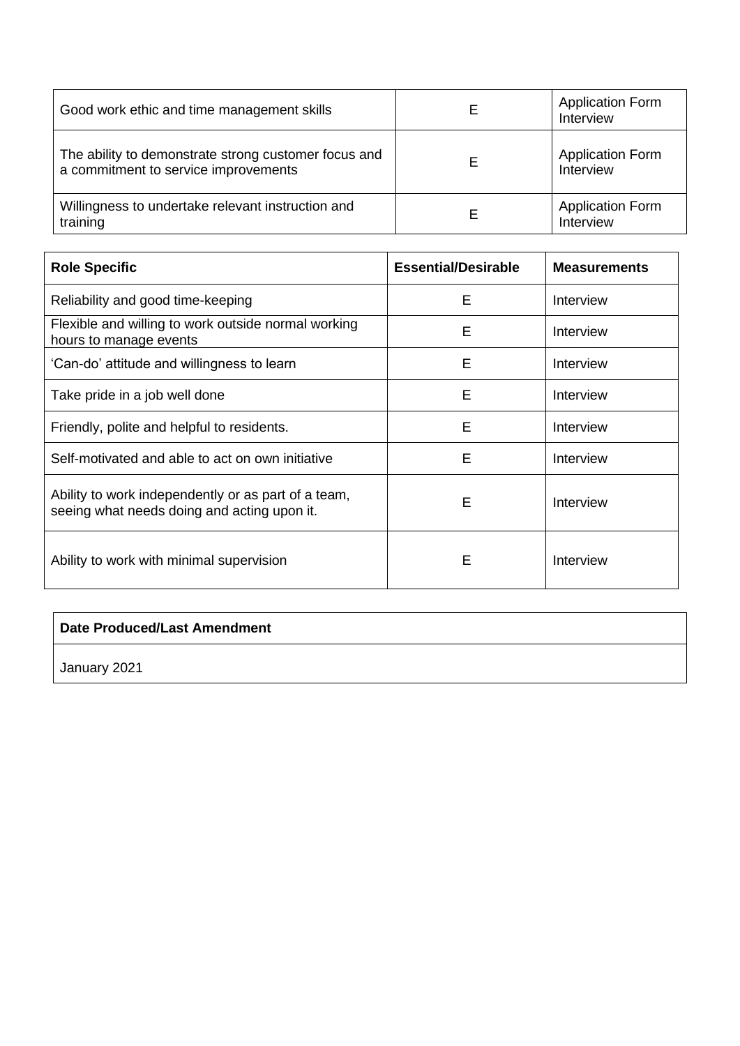| | | |
|---|---|---|
| Good work ethic and time management skills | E | Application Form Interview |
| The ability to demonstrate strong customer focus and a commitment to service improvements | E | Application Form Interview |
| Willingness to undertake relevant instruction and training | E | Application Form Interview |

| Role Specific | Essential/Desirable | Measurements |
|---|---|---|
| Reliability and good time-keeping | E | Interview |
| Flexible and willing to work outside normal working hours to manage events | E | Interview |
| 'Can-do' attitude and willingness to learn | E | Interview |
| Take pride in a job well done | E | Interview |
| Friendly, polite and helpful to residents. | E | Interview |
| Self-motivated and able to act on own initiative | E | Interview |
| Ability to work independently or as part of a team, seeing what needs doing and acting upon it. | E | Interview |
| Ability to work with minimal supervision | E | Interview |

| Date Produced/Last Amendment |
|---|
| January 2021 |